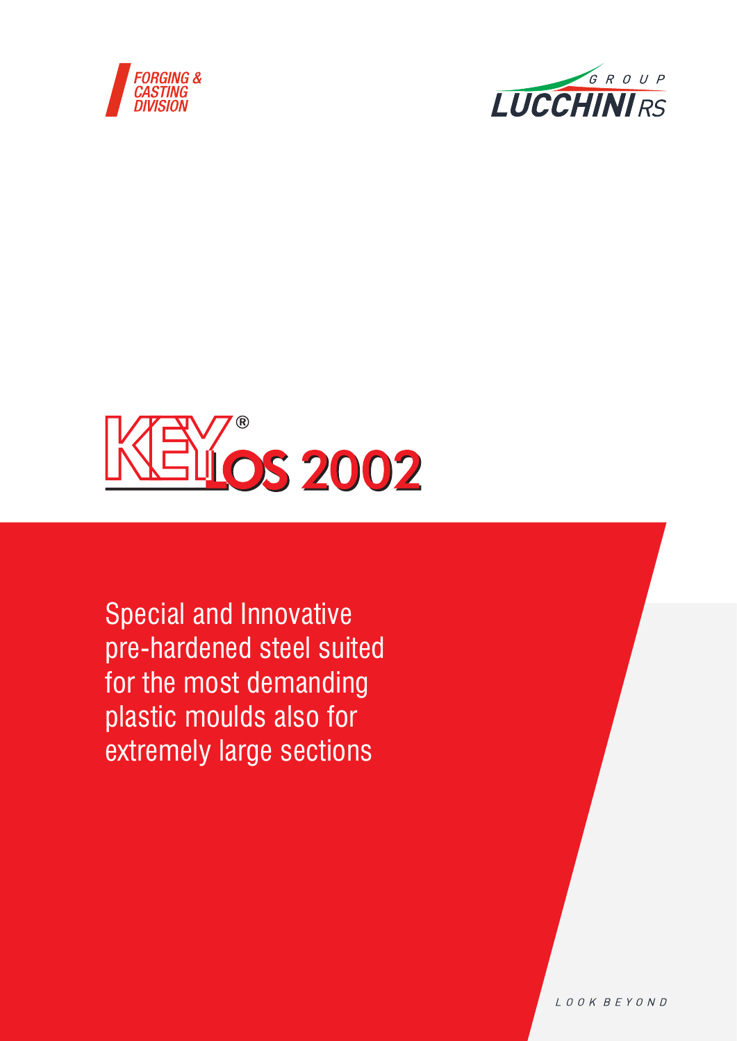FORGING & CASTING DIVISION

GROUP LUCCHINI RS

# KEYLOS 2002®

Special and Innovative pre-hardened steel suited for the most demanding plastic moulds also for extremely large sections

LOOK BEYOND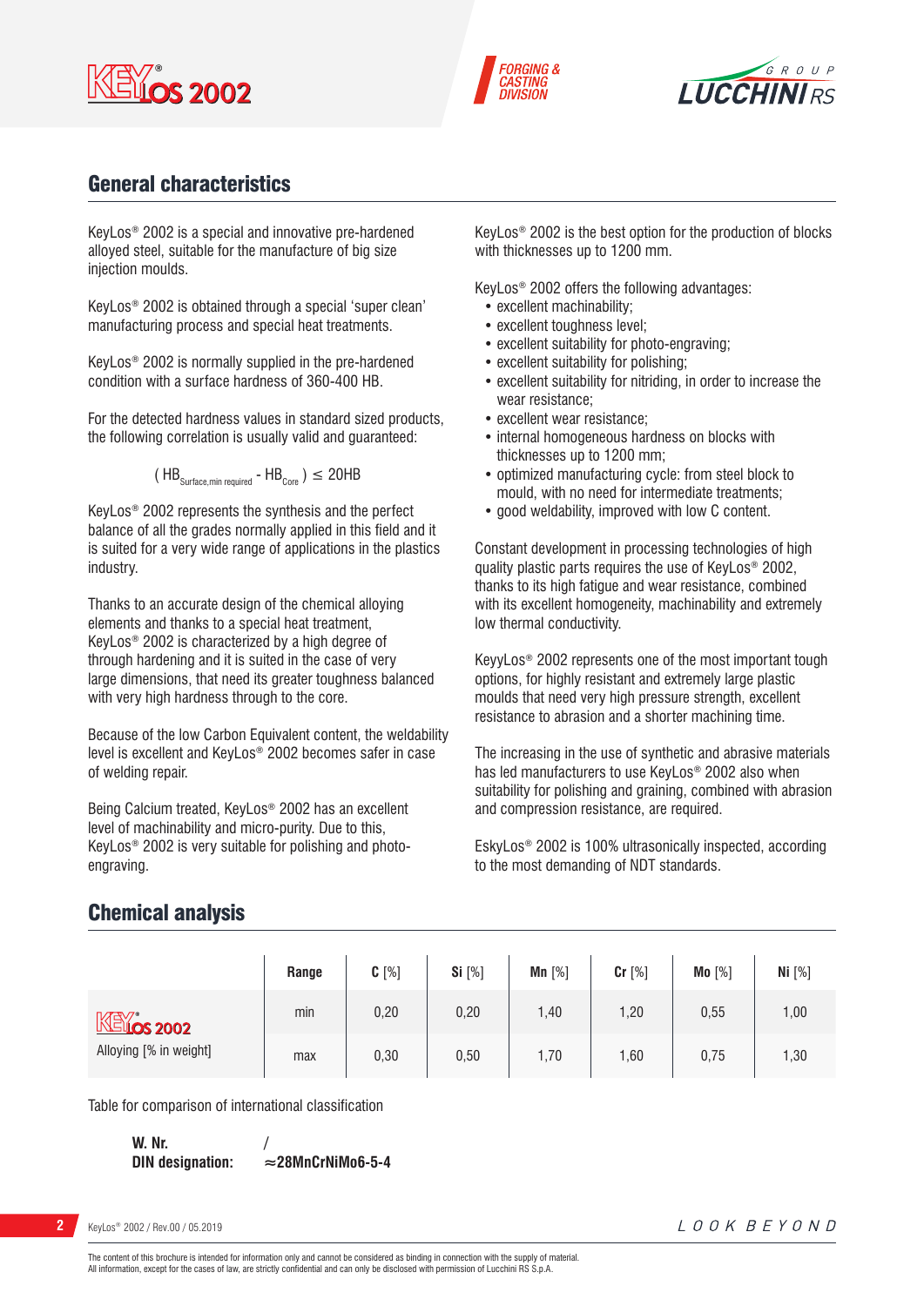## General characteristics

KeyLos® 2002 is a special and innovative pre-hardened alloyed steel, suitable for the manufacture of big size injection moulds.

KeyLos® 2002 is obtained through a special 'super clean' manufacturing process and special heat treatments.

KeyLos® 2002 is normally supplied in the pre-hardened condition with a surface hardness of 360-400 HB.

For the detected hardness values in standard sized products, the following correlation is usually valid and guaranteed:

$$( HB_{Surface,min\ required} - HB_{Core} ) \leq 20HB$$

KeyLos® 2002 represents the synthesis and the perfect balance of all the grades normally applied in this field and it is suited for a very wide range of applications in the plastics industry.

Thanks to an accurate design of the chemical alloying elements and thanks to a special heat treatment, KeyLos® 2002 is characterized by a high degree of through hardening and it is suited in the case of very large dimensions, that need its greater toughness balanced with very high hardness through to the core.

Because of the low Carbon Equivalent content, the weldability level is excellent and KeyLos® 2002 becomes safer in case of welding repair.

Being Calcium treated, KeyLos® 2002 has an excellent level of machinability and micro-purity. Due to this, KeyLos® 2002 is very suitable for polishing and photo-engraving.

KeyLos® 2002 is the best option for the production of blocks with thicknesses up to 1200 mm.

KeyLos® 2002 offers the following advantages:
- excellent machinability;
- excellent toughness level;
- excellent suitability for photo-engraving;
- excellent suitability for polishing;
- excellent suitability for nitriding, in order to increase the wear resistance;
- excellent wear resistance;
- internal homogeneous hardness on blocks with thicknesses up to 1200 mm;
- optimized manufacturing cycle: from steel block to mould, with no need for intermediate treatments;
- good weldability, improved with low C content.

Constant development in processing technologies of high quality plastic parts requires the use of KeyLos® 2002, thanks to its high fatigue and wear resistance, combined with its excellent homogeneity, machinability and extremely low thermal conductivity.

KeyyLos® 2002 represents one of the most important tough options, for highly resistant and extremely large plastic moulds that need very high pressure strength, excellent resistance to abrasion and a shorter machining time.

The increasing in the use of synthetic and abrasive materials has led manufacturers to use KeyLos® 2002 also when suitability for polishing and graining, combined with abrasion and compression resistance, are required.

EskyLos® 2002 is 100% ultrasonically inspected, according to the most demanding of NDT standards.

## Chemical analysis

| | Range | C [%] | Si [%] | Mn [%] | Cr [%] | Mo [%] | Ni [%] |
|---|---|---|---|---|---|---|---|
| KeyLos 2002 Alloying [% in weight] | min | 0,20 | 0,20 | 1,40 | 1,20 | 0,55 | 1,00 |
| | max | 0,30 | 0,50 | 1,70 | 1,60 | 0,75 | 1,30 |

Table for comparison of international classification

**W. Nr.** /
**DIN designation:** **≈28MnCrNiMo6-5-4**

The content of this brochure is intended for information only and cannot be considered as binding in connection with the supply of material.
All information, except for the cases of law, are strictly confidential and can only be disclosed with permission of Lucchini RS S.p.A.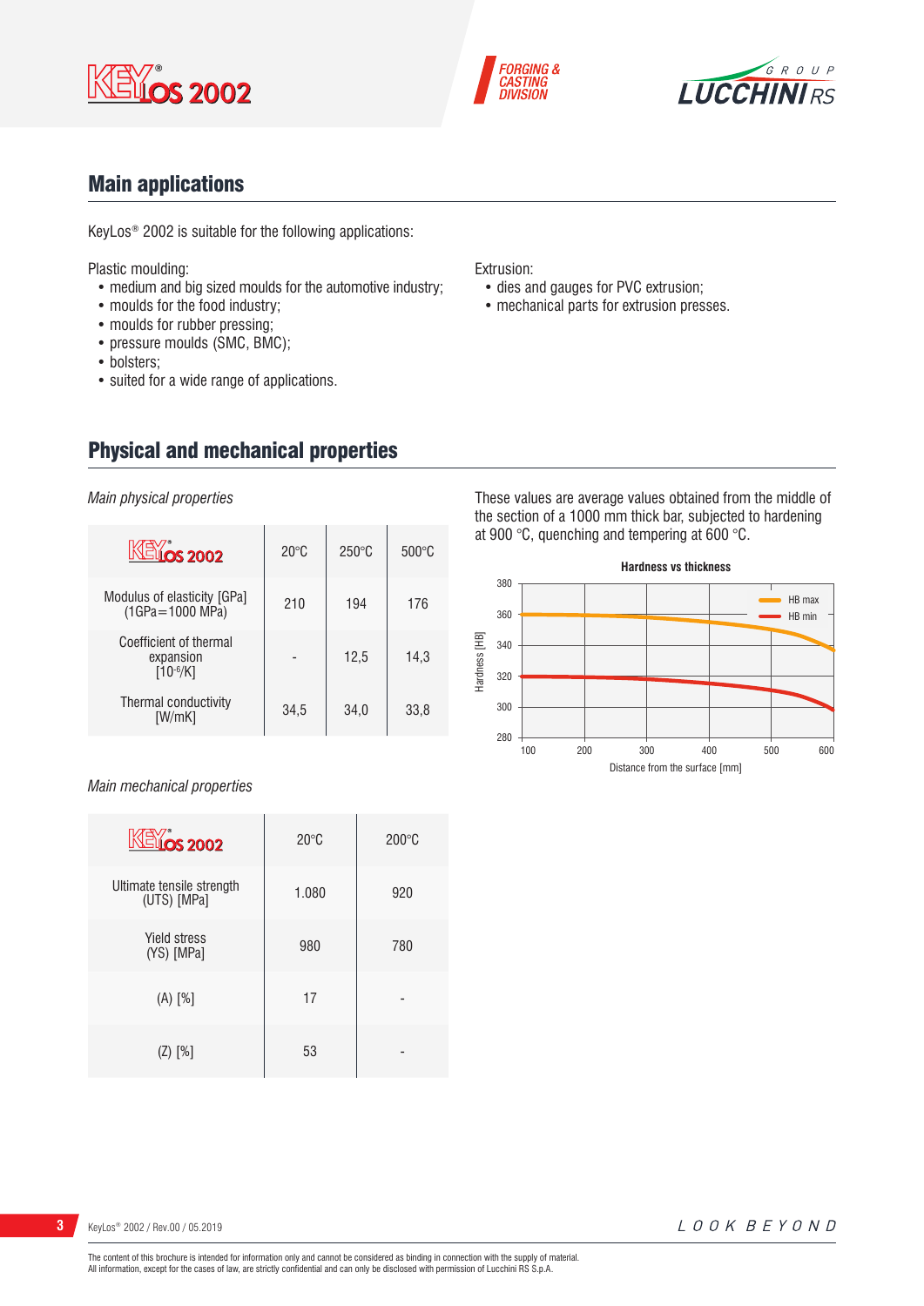## Main applications

KeyLos® 2002 is suitable for the following applications:

Plastic moulding:
- medium and big sized moulds for the automotive industry;
- moulds for the food industry;
- moulds for rubber pressing;
- pressure moulds (SMC, BMC);
- bolsters;
- suited for a wide range of applications.

Extrusion:
- dies and gauges for PVC extrusion;
- mechanical parts for extrusion presses.

## Physical and mechanical properties

*Main physical properties*

| KeyLos 2002 | 20°C | 250°C | 500°C |
|---|---|---|---|
| Modulus of elasticity [GPa] (1GPa=1000 MPa) | 210 | 194 | 176 |
| Coefficient of thermal expansion [$10^{-6}$/K] | - | 12,5 | 14,3 |
| Thermal conductivity [W/mK] | 34,5 | 34,0 | 33,8 |

These values are average values obtained from the middle of the section of a 1000 mm thick bar, subjected to hardening at 900 °C, quenching and tempering at 600 °C.

**Hardness vs thickness**

(Chart: Hardness [HB] from 280 to 380 vs Distance from the surface [mm] from 100 to 600; series: HB max, HB min)

*Main mechanical properties*

| KeyLos 2002 | 20°C | 200°C |
|---|---|---|
| Ultimate tensile strength (UTS) [MPa] | 1.080 | 920 |
| Yield stress (YS) [MPa] | 980 | 780 |
| (A) [%] | 17 | - |
| (Z) [%] | 53 | - |

The content of this brochure is intended for information only and cannot be considered as binding in connection with the supply of material.
All information, except for the cases of law, are strictly confidential and can only be disclosed with permission of Lucchini RS S.p.A.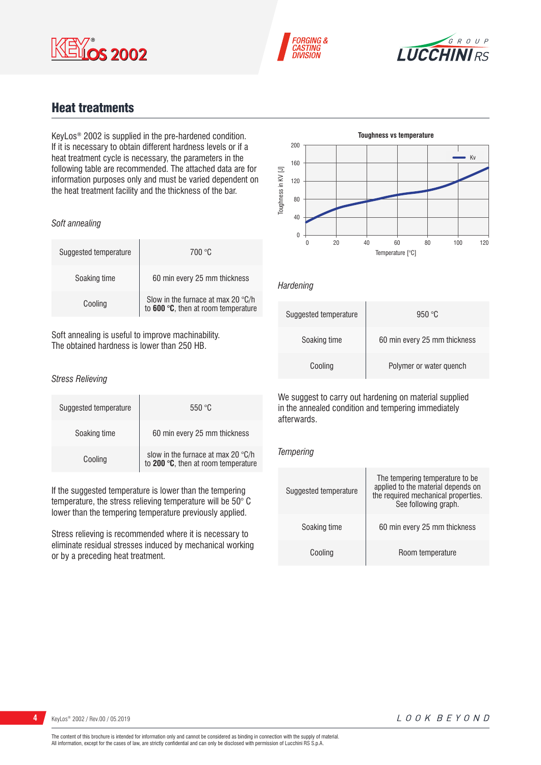## Heat treatments

KeyLos® 2002 is supplied in the pre-hardened condition. If it is necessary to obtain different hardness levels or if a heat treatment cycle is necessary, the parameters in the following table are recommended. The attached data are for information purposes only and must be varied dependent on the heat treatment facility and the thickness of the bar.

*Soft annealing*

| | |
|---|---|
| Suggested temperature | 700 °C |
| Soaking time | 60 min every 25 mm thickness |
| Cooling | Slow in the furnace at max 20 °C/h to **600 °C**, then at room temperature |

Soft annealing is useful to improve machinability.
The obtained hardness is lower than 250 HB.

*Stress Relieving*

| | |
|---|---|
| Suggested temperature | 550 °C |
| Soaking time | 60 min every 25 mm thickness |
| Cooling | slow in the furnace at max 20 °C/h to **200 °C**, then at room temperature |

If the suggested temperature is lower than the tempering temperature, the stress relieving temperature will be 50° C lower than the tempering temperature previously applied.

Stress relieving is recommended where it is necessary to eliminate residual stresses induced by mechanical working or by a preceding heat treatment.

**Toughness vs temperature**

(Chart: Toughness in KV [J] vs Temperature [°C]; series: Kv)

*Hardening*

| | |
|---|---|
| Suggested temperature | 950 °C |
| Soaking time | 60 min every 25 mm thickness |
| Cooling | Polymer or water quench |

We suggest to carry out hardening on material supplied in the annealed condition and tempering immediately afterwards.

*Tempering*

| | |
|---|---|
| Suggested temperature | The tempering temperature to be applied to the material depends on the required mechanical properties. See following graph. |
| Soaking time | 60 min every 25 mm thickness |
| Cooling | Room temperature |

The content of this brochure is intended for information only and cannot be considered as binding in connection with the supply of material.
All information, except for the cases of law, are strictly confidential and can only be disclosed with permission of Lucchini RS S.p.A.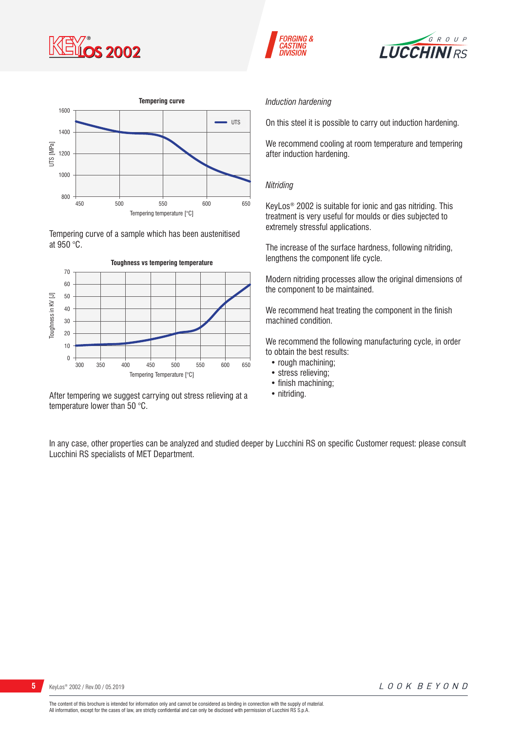**Tempering curve**

Tempering curve of a sample which has been austenitised at 950 °C.

**Toughness vs tempering temperature**

After tempering we suggest carrying out stress relieving at a temperature lower than 50 °C.

*Induction hardening*

On this steel it is possible to carry out induction hardening.

We recommend cooling at room temperature and tempering after induction hardening.

*Nitriding*

KeyLos® 2002 is suitable for ionic and gas nitriding. This treatment is very useful for moulds or dies subjected to extremely stressful applications.

The increase of the surface hardness, following nitriding, lengthens the component life cycle.

Modern nitriding processes allow the original dimensions of the component to be maintained.

We recommend heat treating the component in the finish machined condition.

We recommend the following manufacturing cycle, in order to obtain the best results:

- rough machining;
- stress relieving;
- finish machining;
- nitriding.

In any case, other properties can be analyzed and studied deeper by Lucchini RS on specific Customer request: please consult Lucchini RS specialists of MET Department.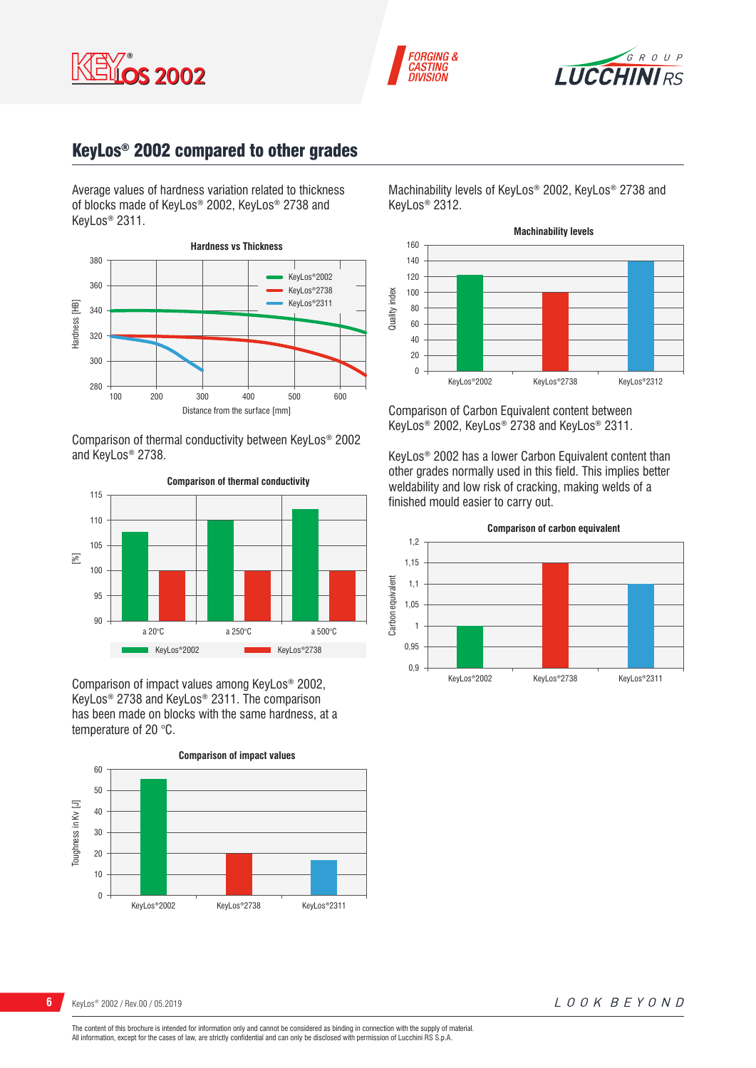## KeyLos® 2002 compared to other grades

Average values of hardness variation related to thickness of blocks made of KeyLos® 2002, KeyLos® 2738 and KeyLos® 2311.

**Hardness vs Thickness**

Comparison of thermal conductivity between KeyLos® 2002 and KeyLos® 2738.

**Comparison of thermal conductivity**

Comparison of impact values among KeyLos® 2002, KeyLos® 2738 and KeyLos® 2311. The comparison has been made on blocks with the same hardness, at a temperature of 20 °C.

**Comparison of impact values**

Machinability levels of KeyLos® 2002, KeyLos® 2738 and KeyLos® 2312.

**Machinability levels**

Comparison of Carbon Equivalent content between KeyLos® 2002, KeyLos® 2738 and KeyLos® 2311.

KeyLos® 2002 has a lower Carbon Equivalent content than other grades normally used in this field. This implies better weldability and low risk of cracking, making welds of a finished mould easier to carry out.

**Comparison of carbon equivalent**

KeyLos® 2002 / Rev.00 / 05.2019

The content of this brochure is intended for information only and cannot be considered as binding in connection with the supply of material.
All information, except for the cases of law, are strictly confidential and can only be disclosed with permission of Lucchini RS S.p.A.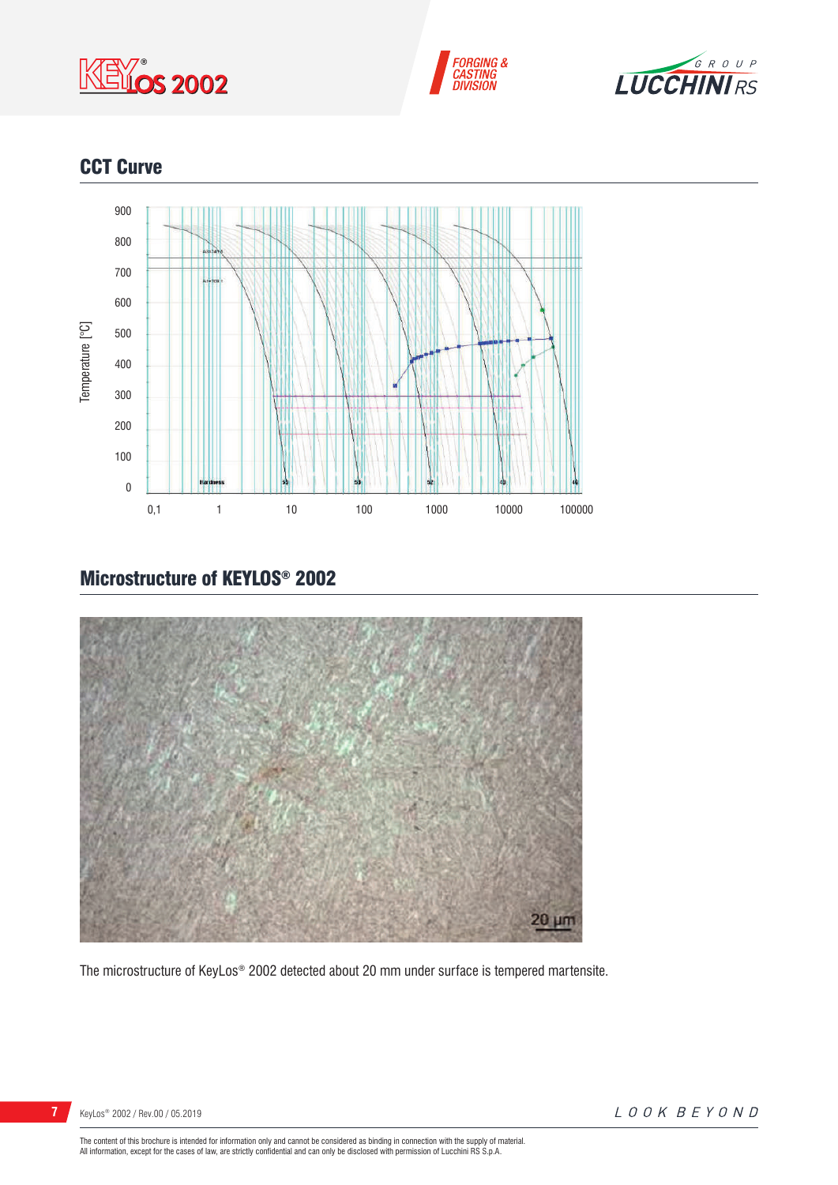## CCT Curve

## Microstructure of KEYLOS® 2002

The microstructure of KeyLos® 2002 detected about 20 mm under surface is tempered martensite.

The content of this brochure is intended for information only and cannot be considered as binding in connection with the supply of material.
All information, except for the cases of law, are strictly confidential and can only be disclosed with permission of Lucchini RS S.p.A.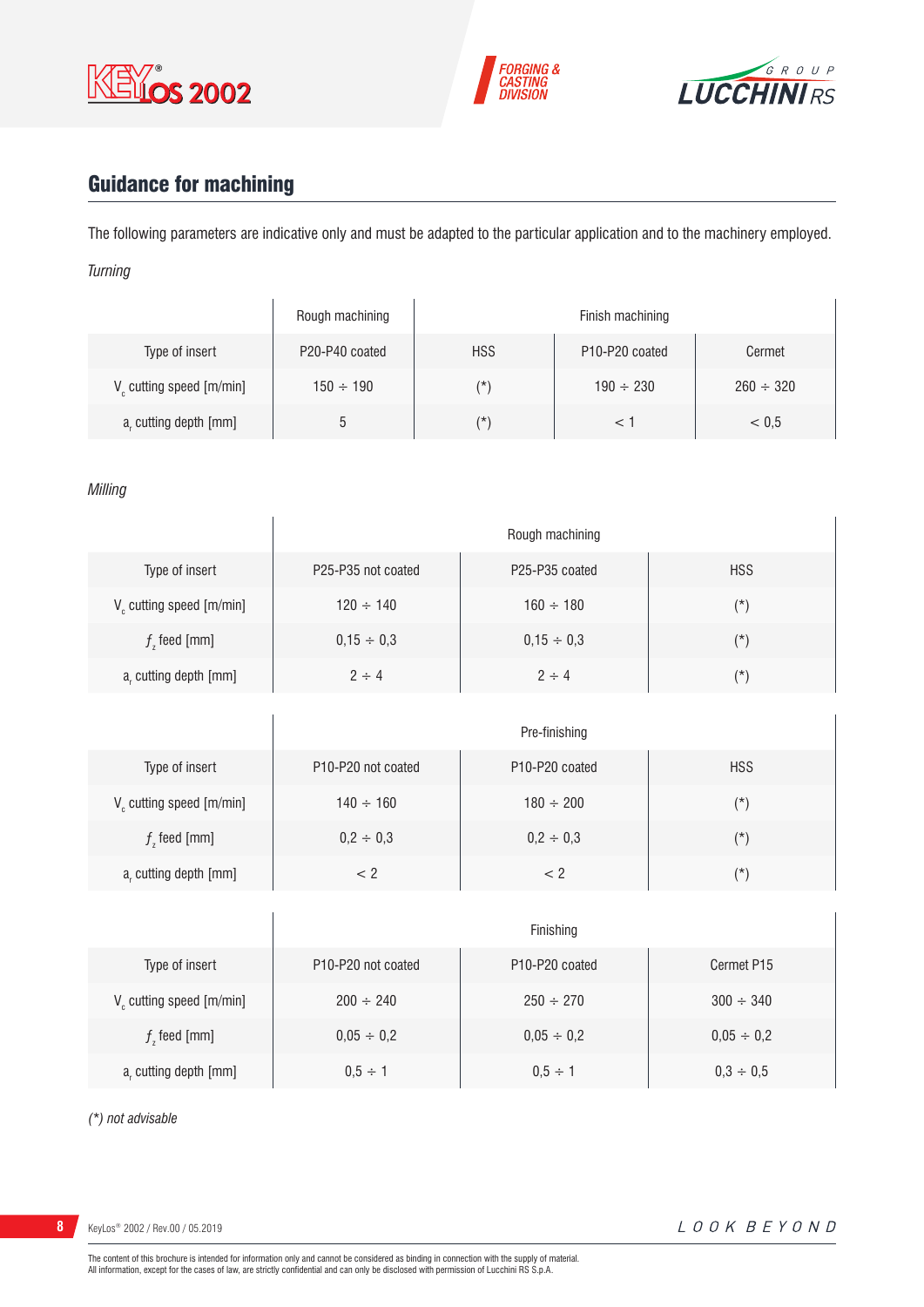## Guidance for machining

The following parameters are indicative only and must be adapted to the particular application and to the machinery employed.

*Turning*

| | Rough machining | Finish machining | | |
|---|---|---|---|---|
| Type of insert | P20-P40 coated | HSS | P10-P20 coated | Cermet |
| $V_c$ cutting speed [m/min] | 150 ÷ 190 | (*) | 190 ÷ 230 | 260 ÷ 320 |
| $a_r$ cutting depth [mm] | 5 | (*) | < 1 | < 0,5 |

*Milling*

| | Rough machining | | |
|---|---|---|---|
| Type of insert | P25-P35 not coated | P25-P35 coated | HSS |
| $V_c$ cutting speed [m/min] | 120 ÷ 140 | 160 ÷ 180 | (*) |
| $f_z$ feed [mm] | 0,15 ÷ 0,3 | 0,15 ÷ 0,3 | (*) |
| $a_r$ cutting depth [mm] | 2 ÷ 4 | 2 ÷ 4 | (*) |

| | Pre-finishing | | |
|---|---|---|---|
| Type of insert | P10-P20 not coated | P10-P20 coated | HSS |
| $V_c$ cutting speed [m/min] | 140 ÷ 160 | 180 ÷ 200 | (*) |
| $f_z$ feed [mm] | 0,2 ÷ 0,3 | 0,2 ÷ 0,3 | (*) |
| $a_r$ cutting depth [mm] | < 2 | < 2 | (*) |

| | Finishing | | |
|---|---|---|---|
| Type of insert | P10-P20 not coated | P10-P20 coated | Cermet P15 |
| $V_c$ cutting speed [m/min] | 200 ÷ 240 | 250 ÷ 270 | 300 ÷ 340 |
| $f_z$ feed [mm] | 0,05 ÷ 0,2 | 0,05 ÷ 0,2 | 0,05 ÷ 0,2 |
| $a_r$ cutting depth [mm] | 0,5 ÷ 1 | 0,5 ÷ 1 | 0,3 ÷ 0,5 |

*(*) not advisable*

The content of this brochure is intended for information only and cannot be considered as binding in connection with the supply of material.
All information, except for the cases of law, are strictly confidential and can only be disclosed with permission of Lucchini RS S.p.A.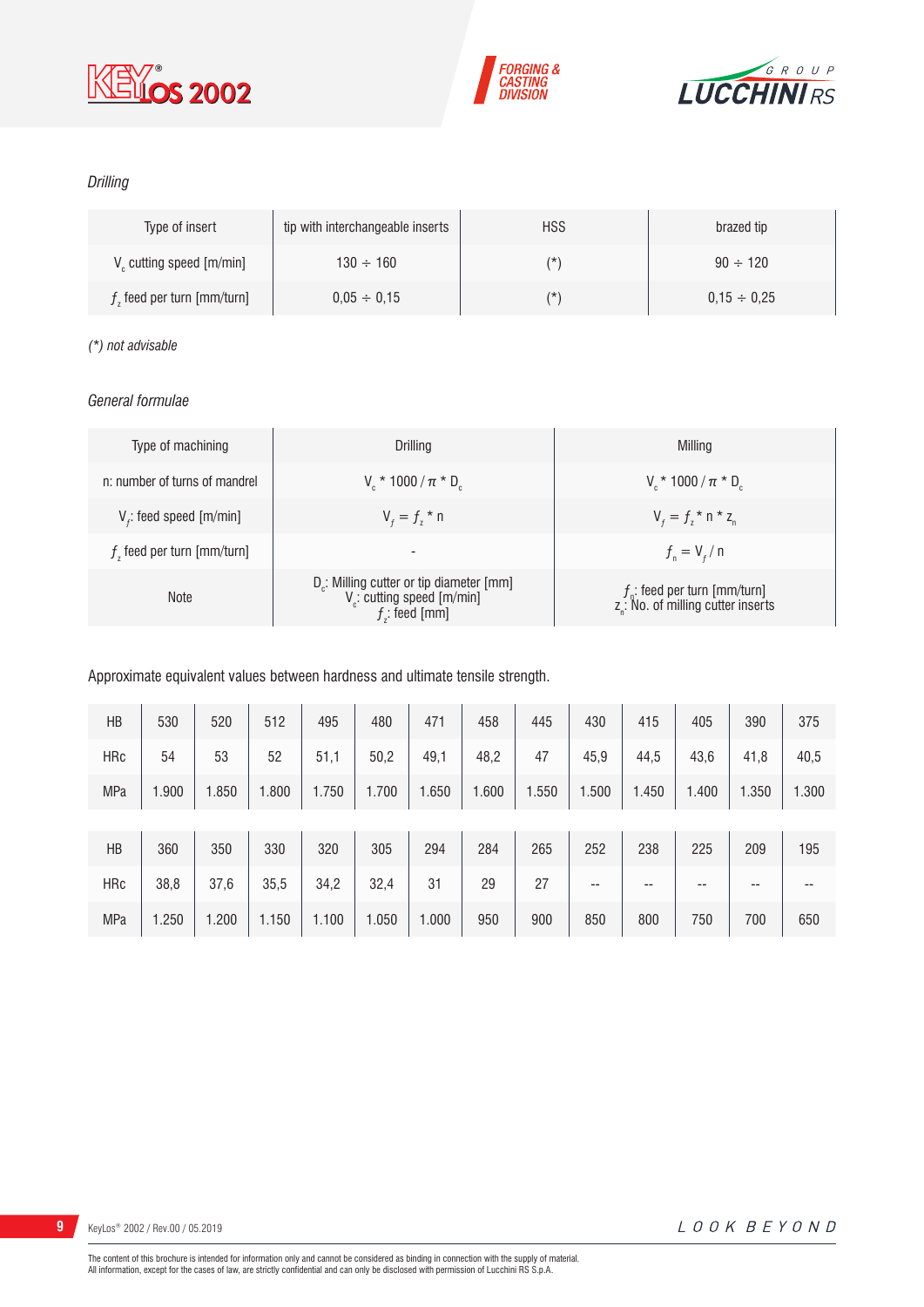*Drilling*

| Type of insert | tip with interchangeable inserts | HSS | brazed tip |
|---|---|---|---|
| $V_c$ cutting speed [m/min] | 130 ÷ 160 | (*) | 90 ÷ 120 |
| $f_z$ feed per turn [mm/turn] | 0,05 ÷ 0,15 | (*) | 0,15 ÷ 0,25 |

*(*) not advisable*

*General formulae*

| Type of machining | Drilling | Milling |
|---|---|---|
| n: number of turns of mandrel | $V_c * 1000 / \pi * D_c$ | $V_c * 1000 / \pi * D_c$ |
| $V_f$: feed speed [m/min] | $V_f = f_z * n$ | $V_f = f_z * n * z_n$ |
| $f_z$ feed per turn [mm/turn] | - | $f_n = V_f / n$ |
| Note | $D_c$: Milling cutter or tip diameter [mm]<br>$V_c$: cutting speed [m/min]<br>$f_z$: feed [mm] | $f_n$: feed per turn [mm/turn]<br>$z_n$: No. of milling cutter inserts |

Approximate equivalent values between hardness and ultimate tensile strength.

| HB | 530 | 520 | 512 | 495 | 480 | 471 | 458 | 445 | 430 | 415 | 405 | 390 | 375 |
|---|---|---|---|---|---|---|---|---|---|---|---|---|---|
| HRc | 54 | 53 | 52 | 51,1 | 50,2 | 49,1 | 48,2 | 47 | 45,9 | 44,5 | 43,6 | 41,8 | 40,5 |
| MPa | 1.900 | 1.850 | 1.800 | 1.750 | 1.700 | 1.650 | 1.600 | 1.550 | 1.500 | 1.450 | 1.400 | 1.350 | 1.300 |

| HB | 360 | 350 | 330 | 320 | 305 | 294 | 284 | 265 | 252 | 238 | 225 | 209 | 195 |
|---|---|---|---|---|---|---|---|---|---|---|---|---|---|
| HRc | 38,8 | 37,6 | 35,5 | 34,2 | 32,4 | 31 | 29 | 27 | -- | -- | -- | -- | -- |
| MPa | 1.250 | 1.200 | 1.150 | 1.100 | 1.050 | 1.000 | 950 | 900 | 850 | 800 | 750 | 700 | 650 |

The content of this brochure is intended for information only and cannot be considered as binding in connection with the supply of material.
All information, except for the cases of law, are strictly confidential and can only be disclosed with permission of Lucchini RS S.p.A.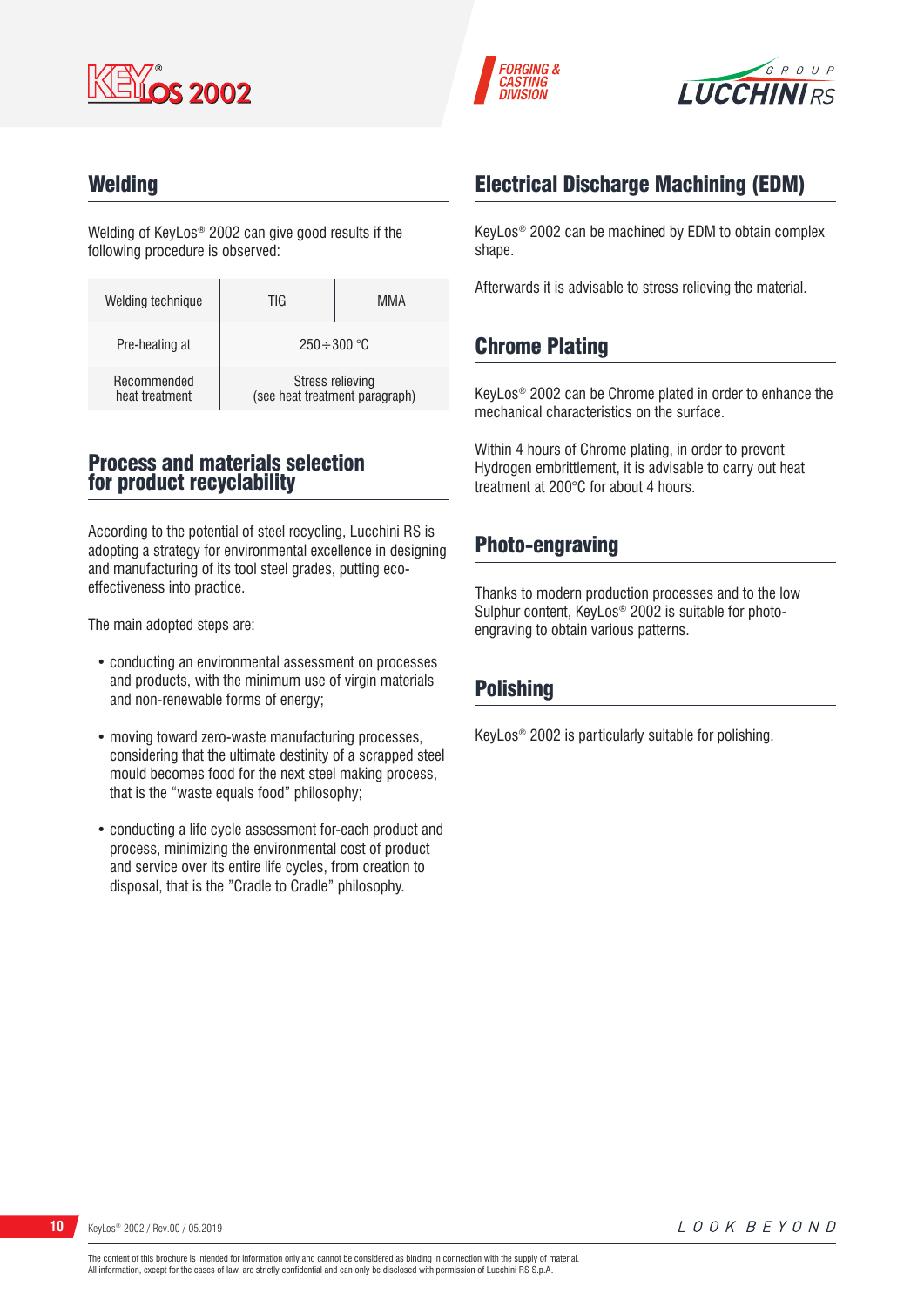## Welding

Welding of KeyLos® 2002 can give good results if the following procedure is observed:

| | | |
|---|---|---|
| Welding technique | TIG | MMA |
| Pre-heating at | 250÷300 °C | |
| Recommended heat treatment | Stress relieving (see heat treatment paragraph) | |

## Process and materials selection for product recyclability

According to the potential of steel recycling, Lucchini RS is adopting a strategy for environmental excellence in designing and manufacturing of its tool steel grades, putting eco-effectiveness into practice.

The main adopted steps are:

- conducting an environmental assessment on processes and products, with the minimum use of virgin materials and non-renewable forms of energy;
- moving toward zero-waste manufacturing processes, considering that the ultimate destinity of a scrapped steel mould becomes food for the next steel making process, that is the "waste equals food" philosophy;
- conducting a life cycle assessment for-each product and process, minimizing the environmental cost of product and service over its entire life cycles, from creation to disposal, that is the "Cradle to Cradle" philosophy.

## Electrical Discharge Machining (EDM)

KeyLos® 2002 can be machined by EDM to obtain complex shape.

Afterwards it is advisable to stress relieving the material.

## Chrome Plating

KeyLos® 2002 can be Chrome plated in order to enhance the mechanical characteristics on the surface.

Within 4 hours of Chrome plating, in order to prevent Hydrogen embrittlement, it is advisable to carry out heat treatment at 200°C for about 4 hours.

## Photo-engraving

Thanks to modern production processes and to the low Sulphur content, KeyLos® 2002 is suitable for photo-engraving to obtain various patterns.

## Polishing

KeyLos® 2002 is particularly suitable for polishing.

The content of this brochure is intended for information only and cannot be considered as binding in connection with the supply of material.
All information, except for the cases of law, are strictly confidential and can only be disclosed with permission of Lucchini RS S.p.A.